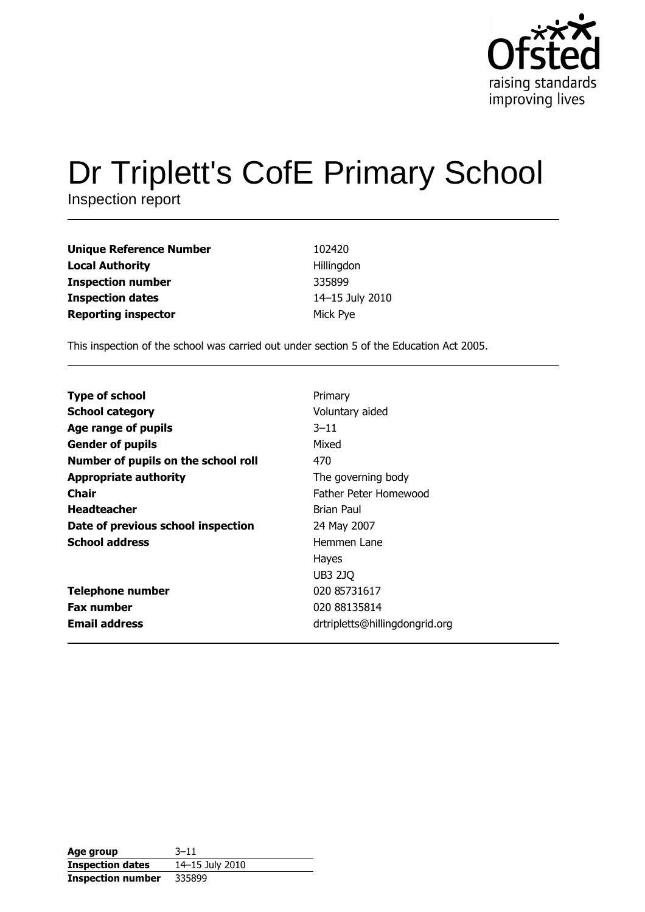Ofsted
raising standards
improving lives

# Dr Triplett's CofE Primary School

Inspection report

| | |
|---|---|
| **Unique Reference Number** | 102420 |
| **Local Authority** | Hillingdon |
| **Inspection number** | 335899 |
| **Inspection dates** | 14–15 July 2010 |
| **Reporting inspector** | Mick Pye |

This inspection of the school was carried out under section 5 of the Education Act 2005.

| | |
|---|---|
| **Type of school** | Primary |
| **School category** | Voluntary aided |
| **Age range of pupils** | 3–11 |
| **Gender of pupils** | Mixed |
| **Number of pupils on the school roll** | 470 |
| **Appropriate authority** | The governing body |
| **Chair** | Father Peter Homewood |
| **Headteacher** | Brian Paul |
| **Date of previous school inspection** | 24 May 2007 |
| **School address** | Hemmen Lane<br>Hayes<br>UB3 2JQ |
| **Telephone number** | 020 85731617 |
| **Fax number** | 020 88135814 |
| **Email address** | drtripletts@hillingdongrid.org |

| | |
|---|---|
| **Age group** | 3–11 |
| **Inspection dates** | 14–15 July 2010 |
| **Inspection number** | 335899 |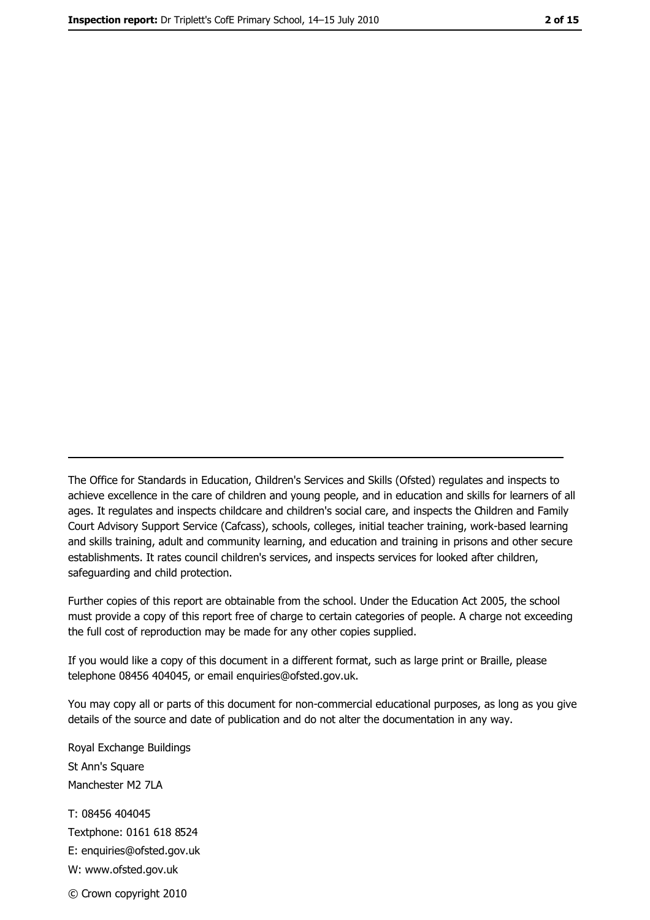---

The Office for Standards in Education, Children's Services and Skills (Ofsted) regulates and inspects to achieve excellence in the care of children and young people, and in education and skills for learners of all ages. It regulates and inspects childcare and children's social care, and inspects the Children and Family Court Advisory Support Service (Cafcass), schools, colleges, initial teacher training, work-based learning and skills training, adult and community learning, and education and training in prisons and other secure establishments. It rates council children's services, and inspects services for looked after children, safeguarding and child protection.

Further copies of this report are obtainable from the school. Under the Education Act 2005, the school must provide a copy of this report free of charge to certain categories of people. A charge not exceeding the full cost of reproduction may be made for any other copies supplied.

If you would like a copy of this document in a different format, such as large print or Braille, please telephone 08456 404045, or email enquiries@ofsted.gov.uk.

You may copy all or parts of this document for non-commercial educational purposes, as long as you give details of the source and date of publication and do not alter the documentation in any way.

Royal Exchange Buildings
St Ann's Square
Manchester M2 7LA

T: 08456 404045
Textphone: 0161 618 8524
E: enquiries@ofsted.gov.uk
W: www.ofsted.gov.uk

© Crown copyright 2010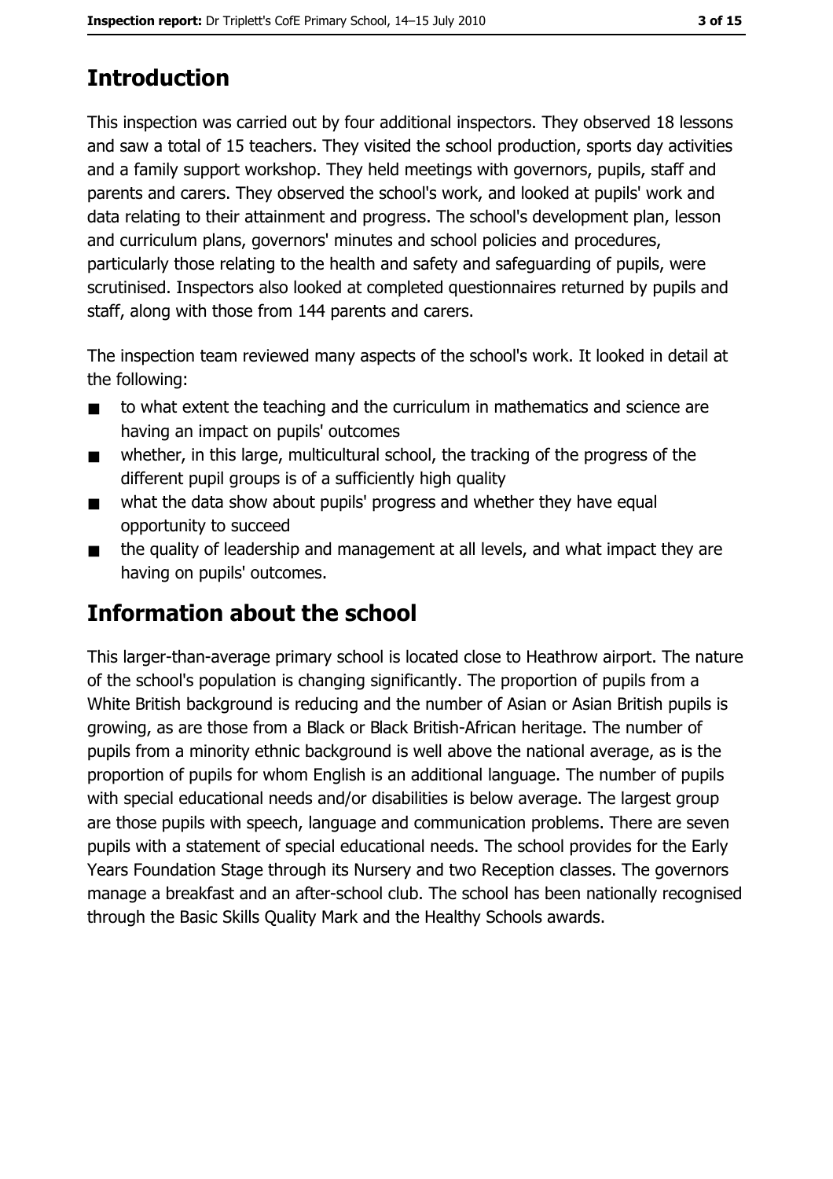## Introduction

This inspection was carried out by four additional inspectors. They observed 18 lessons and saw a total of 15 teachers. They visited the school production, sports day activities and a family support workshop. They held meetings with governors, pupils, staff and parents and carers. They observed the school's work, and looked at pupils' work and data relating to their attainment and progress. The school's development plan, lesson and curriculum plans, governors' minutes and school policies and procedures, particularly those relating to the health and safety and safeguarding of pupils, were scrutinised. Inspectors also looked at completed questionnaires returned by pupils and staff, along with those from 144 parents and carers.

The inspection team reviewed many aspects of the school's work. It looked in detail at the following:

- to what extent the teaching and the curriculum in mathematics and science are having an impact on pupils' outcomes
- whether, in this large, multicultural school, the tracking of the progress of the different pupil groups is of a sufficiently high quality
- what the data show about pupils' progress and whether they have equal opportunity to succeed
- the quality of leadership and management at all levels, and what impact they are having on pupils' outcomes.

## Information about the school

This larger-than-average primary school is located close to Heathrow airport. The nature of the school's population is changing significantly. The proportion of pupils from a White British background is reducing and the number of Asian or Asian British pupils is growing, as are those from a Black or Black British-African heritage. The number of pupils from a minority ethnic background is well above the national average, as is the proportion of pupils for whom English is an additional language. The number of pupils with special educational needs and/or disabilities is below average. The largest group are those pupils with speech, language and communication problems. There are seven pupils with a statement of special educational needs. The school provides for the Early Years Foundation Stage through its Nursery and two Reception classes. The governors manage a breakfast and an after-school club. The school has been nationally recognised through the Basic Skills Quality Mark and the Healthy Schools awards.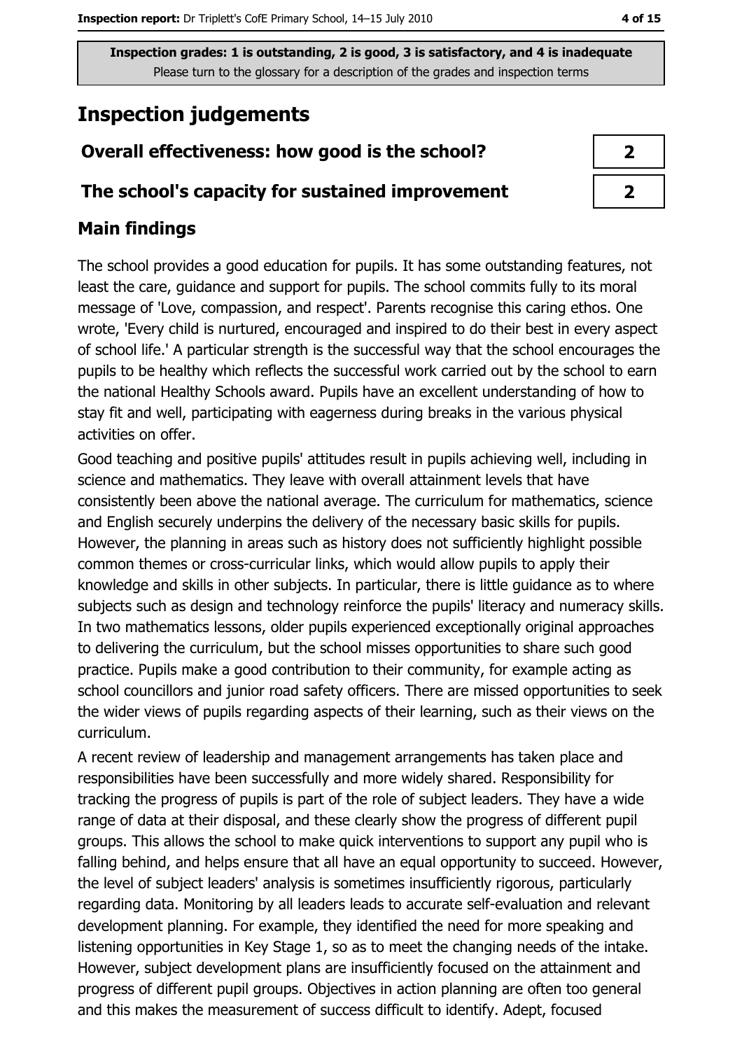**Inspection grades: 1 is outstanding, 2 is good, 3 is satisfactory, and 4 is inadequate**
Please turn to the glossary for a description of the grades and inspection terms

# Inspection judgements

| | |
|---|---|
| **Overall effectiveness: how good is the school?** | **2** |
| **The school's capacity for sustained improvement** | **2** |

## Main findings

The school provides a good education for pupils. It has some outstanding features, not least the care, guidance and support for pupils. The school commits fully to its moral message of 'Love, compassion, and respect'. Parents recognise this caring ethos. One wrote, 'Every child is nurtured, encouraged and inspired to do their best in every aspect of school life.' A particular strength is the successful way that the school encourages the pupils to be healthy which reflects the successful work carried out by the school to earn the national Healthy Schools award. Pupils have an excellent understanding of how to stay fit and well, participating with eagerness during breaks in the various physical activities on offer.

Good teaching and positive pupils' attitudes result in pupils achieving well, including in science and mathematics. They leave with overall attainment levels that have consistently been above the national average. The curriculum for mathematics, science and English securely underpins the delivery of the necessary basic skills for pupils. However, the planning in areas such as history does not sufficiently highlight possible common themes or cross-curricular links, which would allow pupils to apply their knowledge and skills in other subjects. In particular, there is little guidance as to where subjects such as design and technology reinforce the pupils' literacy and numeracy skills. In two mathematics lessons, older pupils experienced exceptionally original approaches to delivering the curriculum, but the school misses opportunities to share such good practice. Pupils make a good contribution to their community, for example acting as school councillors and junior road safety officers. There are missed opportunities to seek the wider views of pupils regarding aspects of their learning, such as their views on the curriculum.

A recent review of leadership and management arrangements has taken place and responsibilities have been successfully and more widely shared. Responsibility for tracking the progress of pupils is part of the role of subject leaders. They have a wide range of data at their disposal, and these clearly show the progress of different pupil groups. This allows the school to make quick interventions to support any pupil who is falling behind, and helps ensure that all have an equal opportunity to succeed. However, the level of subject leaders' analysis is sometimes insufficiently rigorous, particularly regarding data. Monitoring by all leaders leads to accurate self-evaluation and relevant development planning. For example, they identified the need for more speaking and listening opportunities in Key Stage 1, so as to meet the changing needs of the intake. However, subject development plans are insufficiently focused on the attainment and progress of different pupil groups. Objectives in action planning are often too general and this makes the measurement of success difficult to identify. Adept, focused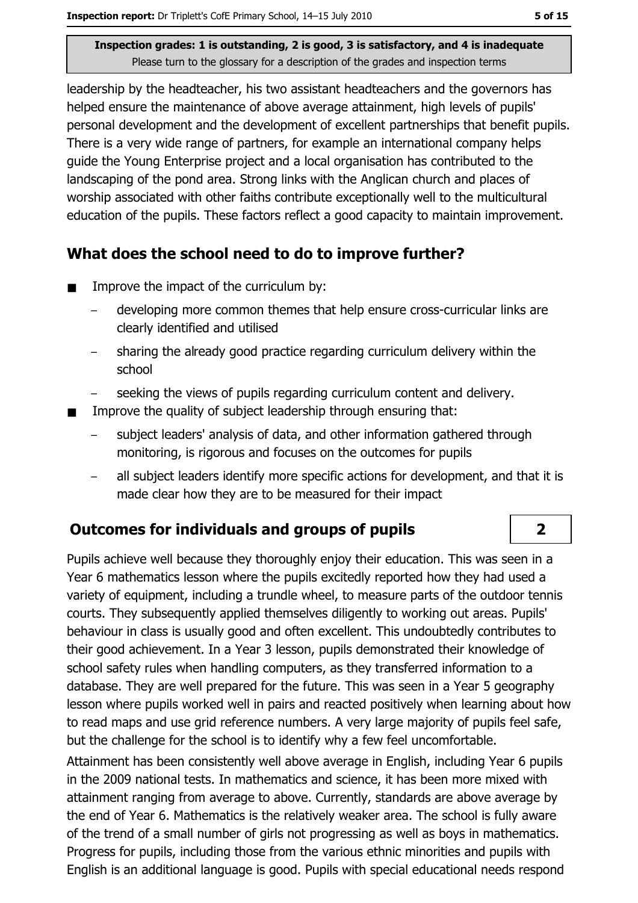leadership by the headteacher, his two assistant headteachers and the governors has helped ensure the maintenance of above average attainment, high levels of pupils' personal development and the development of excellent partnerships that benefit pupils. There is a very wide range of partners, for example an international company helps guide the Young Enterprise project and a local organisation has contributed to the landscaping of the pond area. Strong links with the Anglican church and places of worship associated with other faiths contribute exceptionally well to the multicultural education of the pupils. These factors reflect a good capacity to maintain improvement.

## What does the school need to do to improve further?

- Improve the impact of the curriculum by:
  - developing more common themes that help ensure cross-curricular links are clearly identified and utilised
  - sharing the already good practice regarding curriculum delivery within the school
  - seeking the views of pupils regarding curriculum content and delivery.
- Improve the quality of subject leadership through ensuring that:
  - subject leaders' analysis of data, and other information gathered through monitoring, is rigorous and focuses on the outcomes for pupils
  - all subject leaders identify more specific actions for development, and that it is made clear how they are to be measured for their impact

## Outcomes for individuals and groups of pupils — 2

Pupils achieve well because they thoroughly enjoy their education. This was seen in a Year 6 mathematics lesson where the pupils excitedly reported how they had used a variety of equipment, including a trundle wheel, to measure parts of the outdoor tennis courts. They subsequently applied themselves diligently to working out areas. Pupils' behaviour in class is usually good and often excellent. This undoubtedly contributes to their good achievement. In a Year 3 lesson, pupils demonstrated their knowledge of school safety rules when handling computers, as they transferred information to a database. They are well prepared for the future. This was seen in a Year 5 geography lesson where pupils worked well in pairs and reacted positively when learning about how to read maps and use grid reference numbers. A very large majority of pupils feel safe, but the challenge for the school is to identify why a few feel uncomfortable.

Attainment has been consistently well above average in English, including Year 6 pupils in the 2009 national tests. In mathematics and science, it has been more mixed with attainment ranging from average to above. Currently, standards are above average by the end of Year 6. Mathematics is the relatively weaker area. The school is fully aware of the trend of a small number of girls not progressing as well as boys in mathematics. Progress for pupils, including those from the various ethnic minorities and pupils with English is an additional language is good. Pupils with special educational needs respond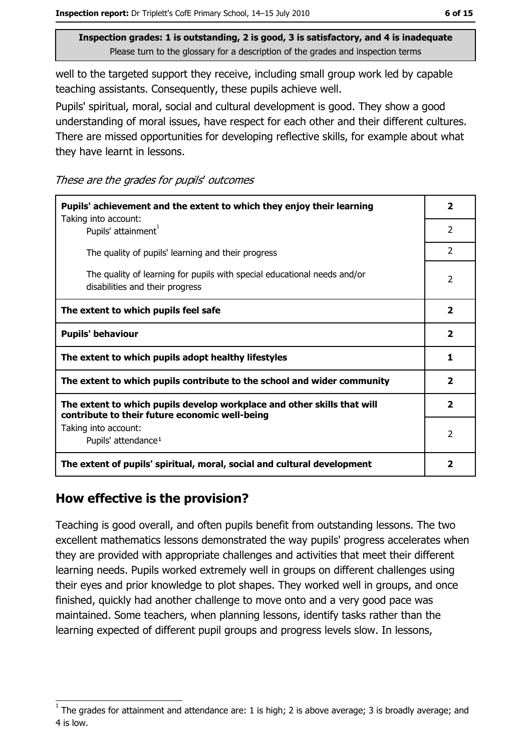Inspection grades: 1 is outstanding, 2 is good, 3 is satisfactory, and 4 is inadequate
Please turn to the glossary for a description of the grades and inspection terms

well to the targeted support they receive, including small group work led by capable teaching assistants. Consequently, these pupils achieve well.

Pupils' spiritual, moral, social and cultural development is good. They show a good understanding of moral issues, have respect for each other and their different cultures. There are missed opportunities for developing reflective skills, for example about what they have learnt in lessons.

*These are the grades for pupils' outcomes*

| | |
|---|---|
| **Pupils' achievement and the extent to which they enjoy their learning** <br> Taking into account: | **2** |
| Pupils' attainment[1] | 2 |
| The quality of pupils' learning and their progress | 2 |
| The quality of learning for pupils with special educational needs and/or disabilities and their progress | 2 |
| **The extent to which pupils feel safe** | **2** |
| **Pupils' behaviour** | **2** |
| **The extent to which pupils adopt healthy lifestyles** | **1** |
| **The extent to which pupils contribute to the school and wider community** | **2** |
| **The extent to which pupils develop workplace and other skills that will contribute to their future economic well-being** | **2** |
| Taking into account: <br> Pupils' attendance[1] | 2 |
| **The extent of pupils' spiritual, moral, social and cultural development** | **2** |

## How effective is the provision?

Teaching is good overall, and often pupils benefit from outstanding lessons. The two excellent mathematics lessons demonstrated the way pupils' progress accelerates when they are provided with appropriate challenges and activities that meet their different learning needs. Pupils worked extremely well in groups on different challenges using their eyes and prior knowledge to plot shapes. They worked well in groups, and once finished, quickly had another challenge to move onto and a very good pace was maintained. Some teachers, when planning lessons, identify tasks rather than the learning expected of different pupil groups and progress levels slow. In lessons,

[1] The grades for attainment and attendance are: 1 is high; 2 is above average; 3 is broadly average; and 4 is low.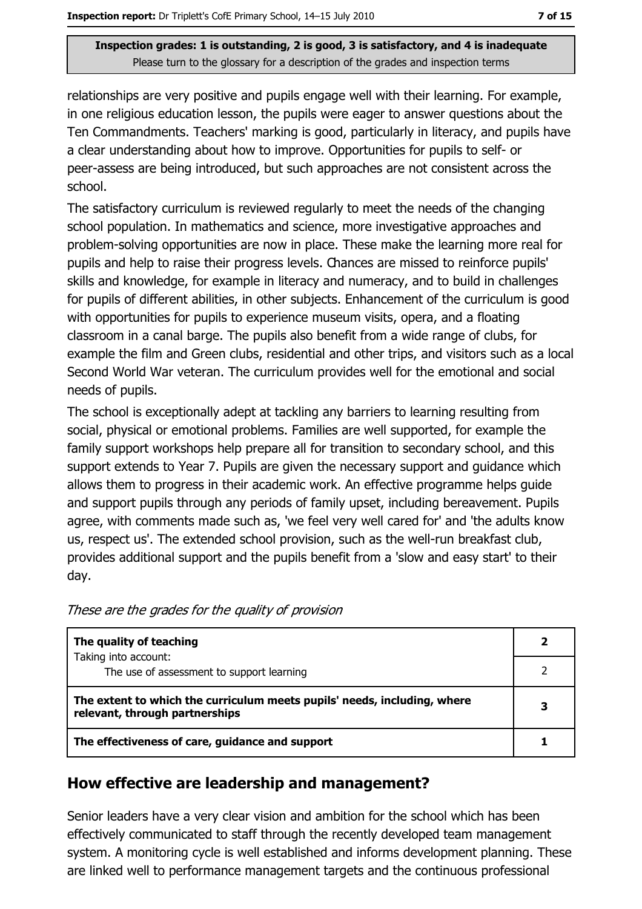relationships are very positive and pupils engage well with their learning. For example, in one religious education lesson, the pupils were eager to answer questions about the Ten Commandments. Teachers' marking is good, particularly in literacy, and pupils have a clear understanding about how to improve. Opportunities for pupils to self- or peer-assess are being introduced, but such approaches are not consistent across the school.

The satisfactory curriculum is reviewed regularly to meet the needs of the changing school population. In mathematics and science, more investigative approaches and problem-solving opportunities are now in place. These make the learning more real for pupils and help to raise their progress levels. Chances are missed to reinforce pupils' skills and knowledge, for example in literacy and numeracy, and to build in challenges for pupils of different abilities, in other subjects. Enhancement of the curriculum is good with opportunities for pupils to experience museum visits, opera, and a floating classroom in a canal barge. The pupils also benefit from a wide range of clubs, for example the film and Green clubs, residential and other trips, and visitors such as a local Second World War veteran. The curriculum provides well for the emotional and social needs of pupils.

The school is exceptionally adept at tackling any barriers to learning resulting from social, physical or emotional problems. Families are well supported, for example the family support workshops help prepare all for transition to secondary school, and this support extends to Year 7. Pupils are given the necessary support and guidance which allows them to progress in their academic work. An effective programme helps guide and support pupils through any periods of family upset, including bereavement. Pupils agree, with comments made such as, 'we feel very well cared for' and 'the adults know us, respect us'. The extended school provision, such as the well-run breakfast club, provides additional support and the pupils benefit from a 'slow and easy start' to their day.

*These are the grades for the quality of provision*

| | |
|---|---|
| **The quality of teaching** | **2** |
| Taking into account: The use of assessment to support learning | 2 |
| **The extent to which the curriculum meets pupils' needs, including, where relevant, through partnerships** | **3** |
| **The effectiveness of care, guidance and support** | **1** |

## How effective are leadership and management?

Senior leaders have a very clear vision and ambition for the school which has been effectively communicated to staff through the recently developed team management system. A monitoring cycle is well established and informs development planning. These are linked well to performance management targets and the continuous professional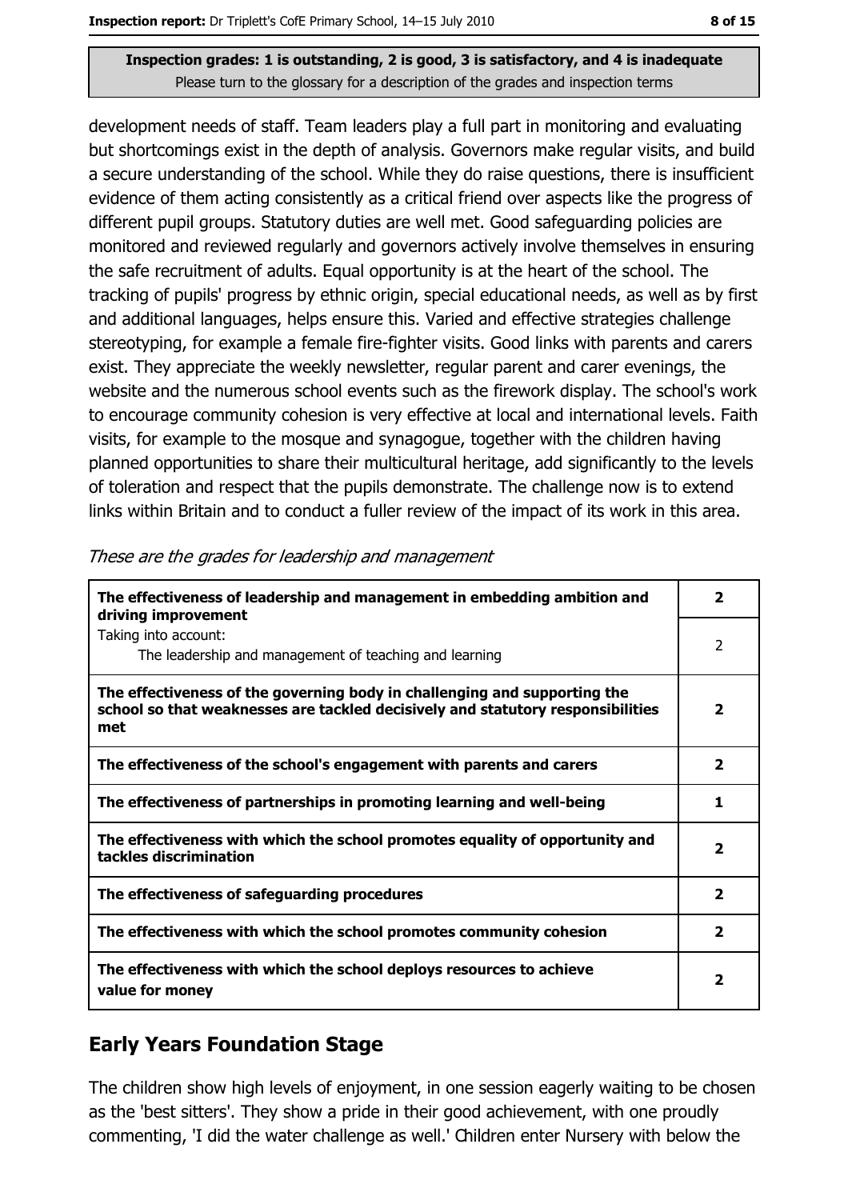Inspection grades: 1 is outstanding, 2 is good, 3 is satisfactory, and 4 is inadequate
Please turn to the glossary for a description of the grades and inspection terms

development needs of staff. Team leaders play a full part in monitoring and evaluating but shortcomings exist in the depth of analysis. Governors make regular visits, and build a secure understanding of the school. While they do raise questions, there is insufficient evidence of them acting consistently as a critical friend over aspects like the progress of different pupil groups. Statutory duties are well met. Good safeguarding policies are monitored and reviewed regularly and governors actively involve themselves in ensuring the safe recruitment of adults. Equal opportunity is at the heart of the school. The tracking of pupils' progress by ethnic origin, special educational needs, as well as by first and additional languages, helps ensure this. Varied and effective strategies challenge stereotyping, for example a female fire-fighter visits. Good links with parents and carers exist. They appreciate the weekly newsletter, regular parent and carer evenings, the website and the numerous school events such as the firework display. The school's work to encourage community cohesion is very effective at local and international levels. Faith visits, for example to the mosque and synagogue, together with the children having planned opportunities to share their multicultural heritage, add significantly to the levels of toleration and respect that the pupils demonstrate. The challenge now is to extend links within Britain and to conduct a fuller review of the impact of its work in this area.

*These are the grades for leadership and management*

| | |
|---|---|
| **The effectiveness of leadership and management in embedding ambition and driving improvement** | **2** |
| Taking into account: The leadership and management of teaching and learning | 2 |
| **The effectiveness of the governing body in challenging and supporting the school so that weaknesses are tackled decisively and statutory responsibilities met** | **2** |
| **The effectiveness of the school's engagement with parents and carers** | **2** |
| **The effectiveness of partnerships in promoting learning and well-being** | **1** |
| **The effectiveness with which the school promotes equality of opportunity and tackles discrimination** | **2** |
| **The effectiveness of safeguarding procedures** | **2** |
| **The effectiveness with which the school promotes community cohesion** | **2** |
| **The effectiveness with which the school deploys resources to achieve value for money** | **2** |

## Early Years Foundation Stage

The children show high levels of enjoyment, in one session eagerly waiting to be chosen as the 'best sitters'. They show a pride in their good achievement, with one proudly commenting, 'I did the water challenge as well.' Children enter Nursery with below the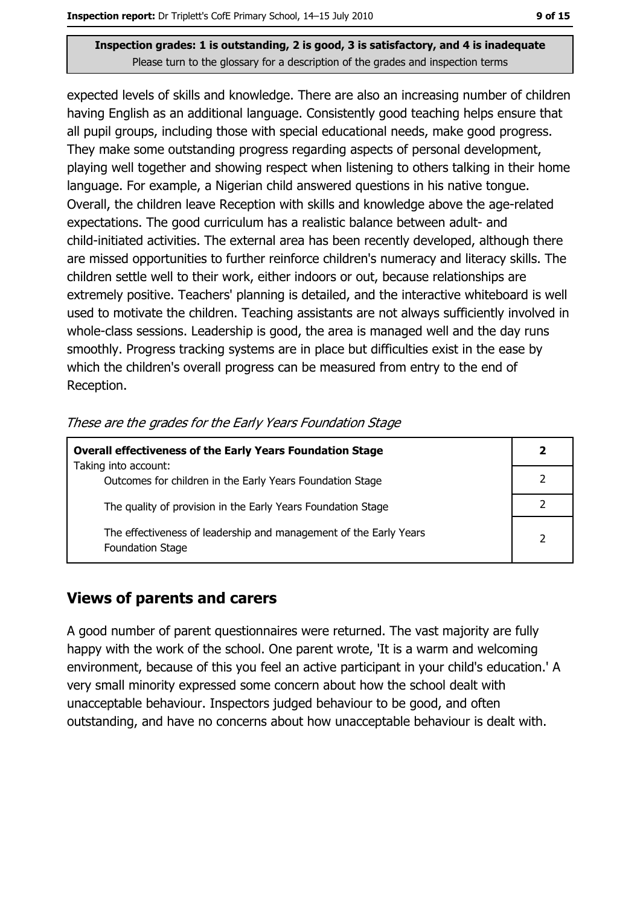expected levels of skills and knowledge. There are also an increasing number of children having English as an additional language. Consistently good teaching helps ensure that all pupil groups, including those with special educational needs, make good progress. They make some outstanding progress regarding aspects of personal development, playing well together and showing respect when listening to others talking in their home language. For example, a Nigerian child answered questions in his native tongue. Overall, the children leave Reception with skills and knowledge above the age-related expectations. The good curriculum has a realistic balance between adult- and child-initiated activities. The external area has been recently developed, although there are missed opportunities to further reinforce children's numeracy and literacy skills. The children settle well to their work, either indoors or out, because relationships are extremely positive. Teachers' planning is detailed, and the interactive whiteboard is well used to motivate the children. Teaching assistants are not always sufficiently involved in whole-class sessions. Leadership is good, the area is managed well and the day runs smoothly. Progress tracking systems are in place but difficulties exist in the ease by which the children's overall progress can be measured from entry to the end of Reception.

*These are the grades for the Early Years Foundation Stage*

| **Overall effectiveness of the Early Years Foundation Stage** Taking into account: | **2** |
|---|---|
| Outcomes for children in the Early Years Foundation Stage | 2 |
| The quality of provision in the Early Years Foundation Stage | 2 |
| The effectiveness of leadership and management of the Early Years Foundation Stage | 2 |

## Views of parents and carers

A good number of parent questionnaires were returned. The vast majority are fully happy with the work of the school. One parent wrote, 'It is a warm and welcoming environment, because of this you feel an active participant in your child's education.' A very small minority expressed some concern about how the school dealt with unacceptable behaviour. Inspectors judged behaviour to be good, and often outstanding, and have no concerns about how unacceptable behaviour is dealt with.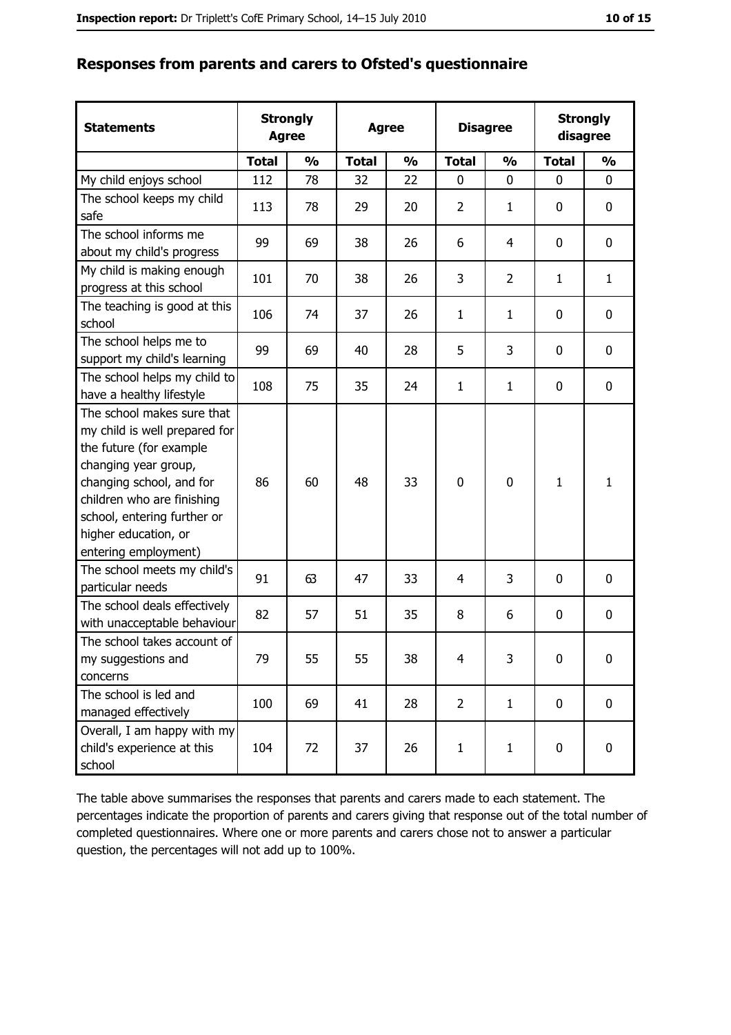## Responses from parents and carers to Ofsted's questionnaire

| Statements | Strongly Agree | | Agree | | Disagree | | Strongly disagree | |
|---|---|---|---|---|---|---|---|---|
| | Total | % | Total | % | Total | % | Total | % |
| My child enjoys school | 112 | 78 | 32 | 22 | 0 | 0 | 0 | 0 |
| The school keeps my child safe | 113 | 78 | 29 | 20 | 2 | 1 | 0 | 0 |
| The school informs me about my child's progress | 99 | 69 | 38 | 26 | 6 | 4 | 0 | 0 |
| My child is making enough progress at this school | 101 | 70 | 38 | 26 | 3 | 2 | 1 | 1 |
| The teaching is good at this school | 106 | 74 | 37 | 26 | 1 | 1 | 0 | 0 |
| The school helps me to support my child's learning | 99 | 69 | 40 | 28 | 5 | 3 | 0 | 0 |
| The school helps my child to have a healthy lifestyle | 108 | 75 | 35 | 24 | 1 | 1 | 0 | 0 |
| The school makes sure that my child is well prepared for the future (for example changing year group, changing school, and for children who are finishing school, entering further or higher education, or entering employment) | 86 | 60 | 48 | 33 | 0 | 0 | 1 | 1 |
| The school meets my child's particular needs | 91 | 63 | 47 | 33 | 4 | 3 | 0 | 0 |
| The school deals effectively with unacceptable behaviour | 82 | 57 | 51 | 35 | 8 | 6 | 0 | 0 |
| The school takes account of my suggestions and concerns | 79 | 55 | 55 | 38 | 4 | 3 | 0 | 0 |
| The school is led and managed effectively | 100 | 69 | 41 | 28 | 2 | 1 | 0 | 0 |
| Overall, I am happy with my child's experience at this school | 104 | 72 | 37 | 26 | 1 | 1 | 0 | 0 |

The table above summarises the responses that parents and carers made to each statement. The percentages indicate the proportion of parents and carers giving that response out of the total number of completed questionnaires. Where one or more parents and carers chose not to answer a particular question, the percentages will not add up to 100%.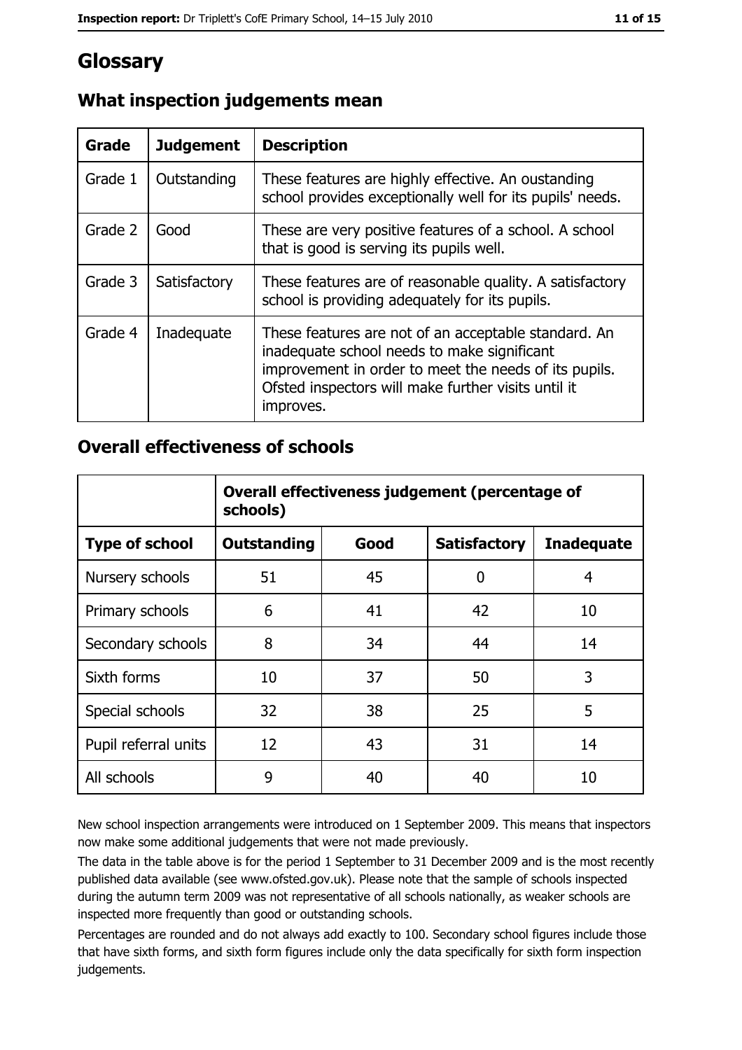# Glossary

## What inspection judgements mean

| Grade | Judgement | Description |
|---|---|---|
| Grade 1 | Outstanding | These features are highly effective. An oustanding school provides exceptionally well for its pupils' needs. |
| Grade 2 | Good | These are very positive features of a school. A school that is good is serving its pupils well. |
| Grade 3 | Satisfactory | These features are of reasonable quality. A satisfactory school is providing adequately for its pupils. |
| Grade 4 | Inadequate | These features are not of an acceptable standard. An inadequate school needs to make significant improvement in order to meet the needs of its pupils. Ofsted inspectors will make further visits until it improves. |

## Overall effectiveness of schools

| | Overall effectiveness judgement (percentage of schools) | | | |
|---|---|---|---|---|
| **Type of school** | **Outstanding** | **Good** | **Satisfactory** | **Inadequate** |
| Nursery schools | 51 | 45 | 0 | 4 |
| Primary schools | 6 | 41 | 42 | 10 |
| Secondary schools | 8 | 34 | 44 | 14 |
| Sixth forms | 10 | 37 | 50 | 3 |
| Special schools | 32 | 38 | 25 | 5 |
| Pupil referral units | 12 | 43 | 31 | 14 |
| All schools | 9 | 40 | 40 | 10 |

New school inspection arrangements were introduced on 1 September 2009. This means that inspectors now make some additional judgements that were not made previously.

The data in the table above is for the period 1 September to 31 December 2009 and is the most recently published data available (see www.ofsted.gov.uk). Please note that the sample of schools inspected during the autumn term 2009 was not representative of all schools nationally, as weaker schools are inspected more frequently than good or outstanding schools.

Percentages are rounded and do not always add exactly to 100. Secondary school figures include those that have sixth forms, and sixth form figures include only the data specifically for sixth form inspection judgements.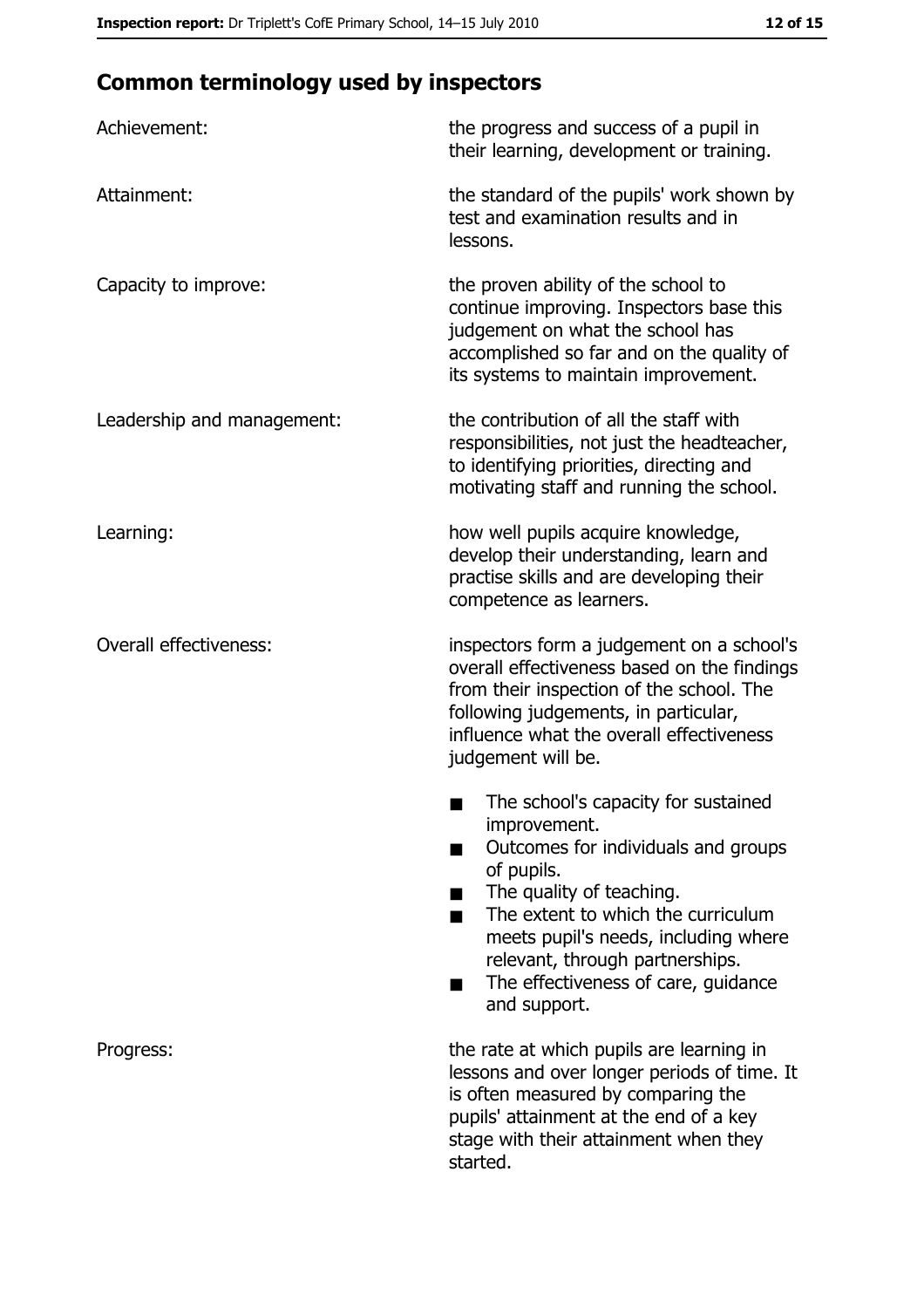## Common terminology used by inspectors

| | |
|---|---|
| Achievement: | the progress and success of a pupil in their learning, development or training. |
| Attainment: | the standard of the pupils' work shown by test and examination results and in lessons. |
| Capacity to improve: | the proven ability of the school to continue improving. Inspectors base this judgement on what the school has accomplished so far and on the quality of its systems to maintain improvement. |
| Leadership and management: | the contribution of all the staff with responsibilities, not just the headteacher, to identifying priorities, directing and motivating staff and running the school. |
| Learning: | how well pupils acquire knowledge, develop their understanding, learn and practise skills and are developing their competence as learners. |
| Overall effectiveness: | inspectors form a judgement on a school's overall effectiveness based on the findings from their inspection of the school. The following judgements, in particular, influence what the overall effectiveness judgement will be. |

- The school's capacity for sustained improvement.
- Outcomes for individuals and groups of pupils.
- The quality of teaching.
- The extent to which the curriculum meets pupil's needs, including where relevant, through partnerships.
- The effectiveness of care, guidance and support.

| | |
|---|---|
| Progress: | the rate at which pupils are learning in lessons and over longer periods of time. It is often measured by comparing the pupils' attainment at the end of a key stage with their attainment when they started. |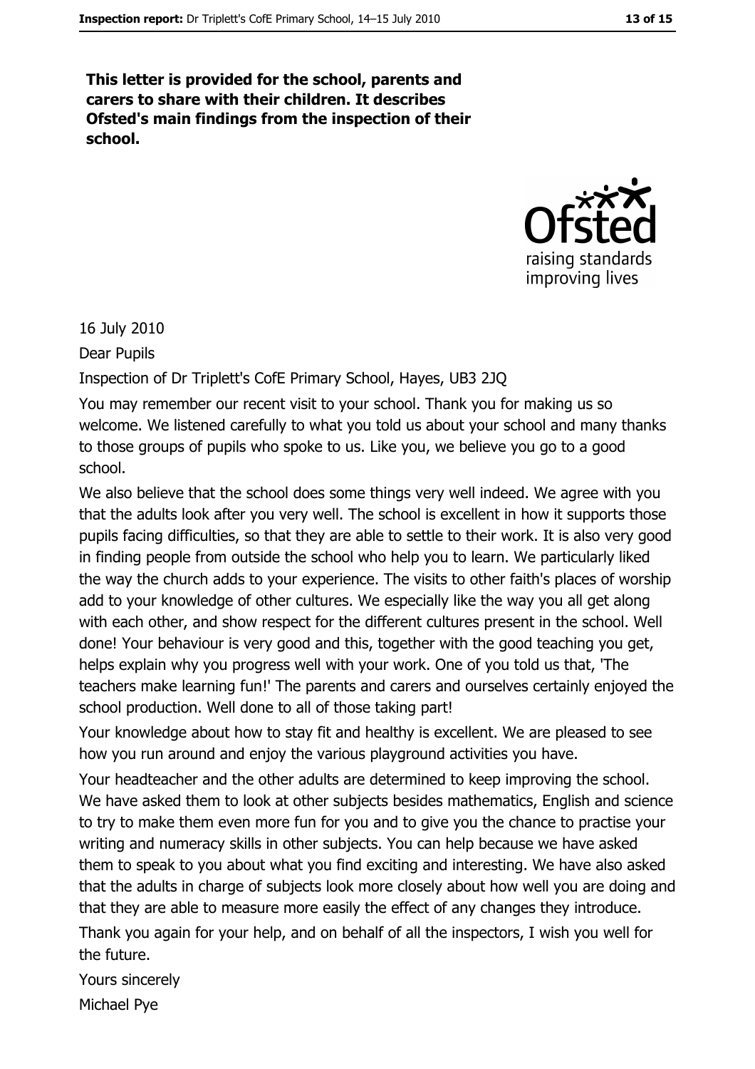**This letter is provided for the school, parents and carers to share with their children. It describes Ofsted's main findings from the inspection of their school.**

16 July 2010

Dear Pupils

Inspection of Dr Triplett's CofE Primary School, Hayes, UB3 2JQ

You may remember our recent visit to your school. Thank you for making us so welcome. We listened carefully to what you told us about your school and many thanks to those groups of pupils who spoke to us. Like you, we believe you go to a good school.

We also believe that the school does some things very well indeed. We agree with you that the adults look after you very well. The school is excellent in how it supports those pupils facing difficulties, so that they are able to settle to their work. It is also very good in finding people from outside the school who help you to learn. We particularly liked the way the church adds to your experience. The visits to other faith's places of worship add to your knowledge of other cultures. We especially like the way you all get along with each other, and show respect for the different cultures present in the school. Well done! Your behaviour is very good and this, together with the good teaching you get, helps explain why you progress well with your work. One of you told us that, 'The teachers make learning fun!' The parents and carers and ourselves certainly enjoyed the school production. Well done to all of those taking part!

Your knowledge about how to stay fit and healthy is excellent. We are pleased to see how you run around and enjoy the various playground activities you have.

Your headteacher and the other adults are determined to keep improving the school. We have asked them to look at other subjects besides mathematics, English and science to try to make them even more fun for you and to give you the chance to practise your writing and numeracy skills in other subjects. You can help because we have asked them to speak to you about what you find exciting and interesting. We have also asked that the adults in charge of subjects look more closely about how well you are doing and that they are able to measure more easily the effect of any changes they introduce.

Thank you again for your help, and on behalf of all the inspectors, I wish you well for the future.

Yours sincerely

Michael Pye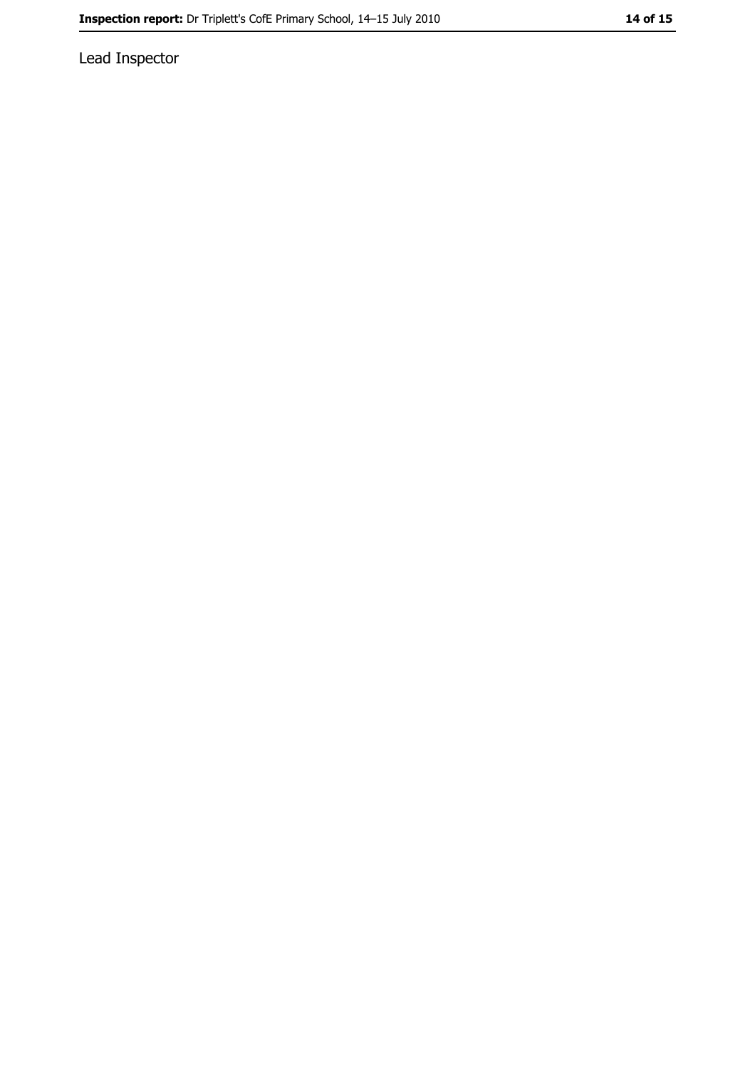Lead Inspector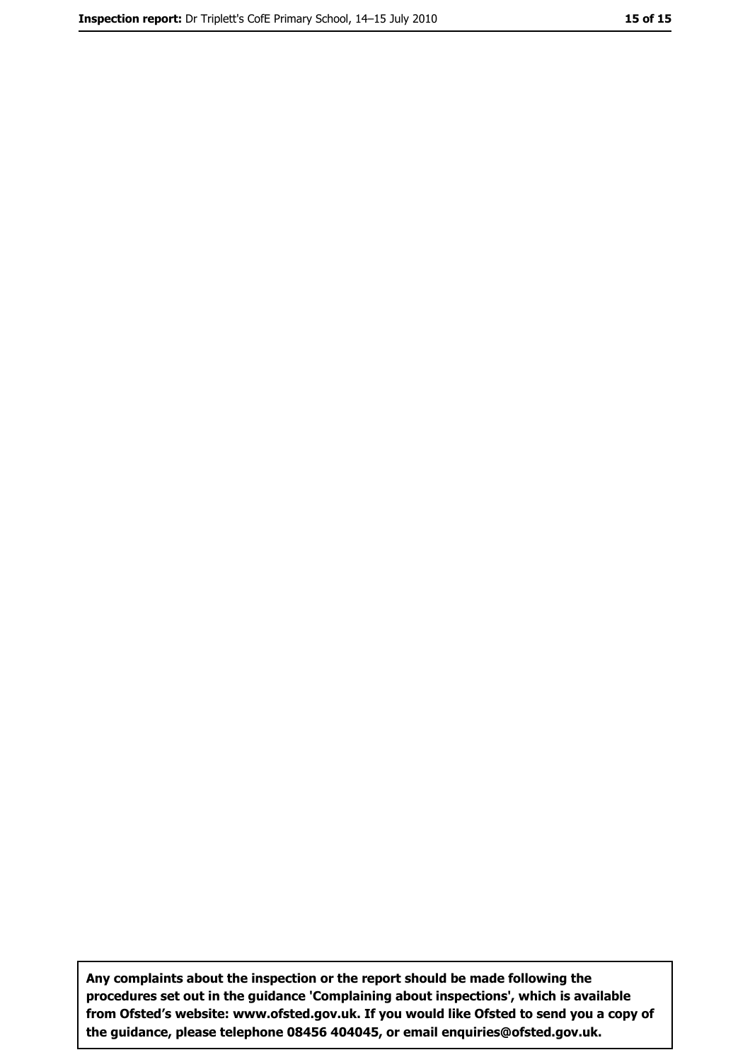**Any complaints about the inspection or the report should be made following the procedures set out in the guidance 'Complaining about inspections', which is available from Ofsted's website: www.ofsted.gov.uk. If you would like Ofsted to send you a copy of the guidance, please telephone 08456 404045, or email enquiries@ofsted.gov.uk.**